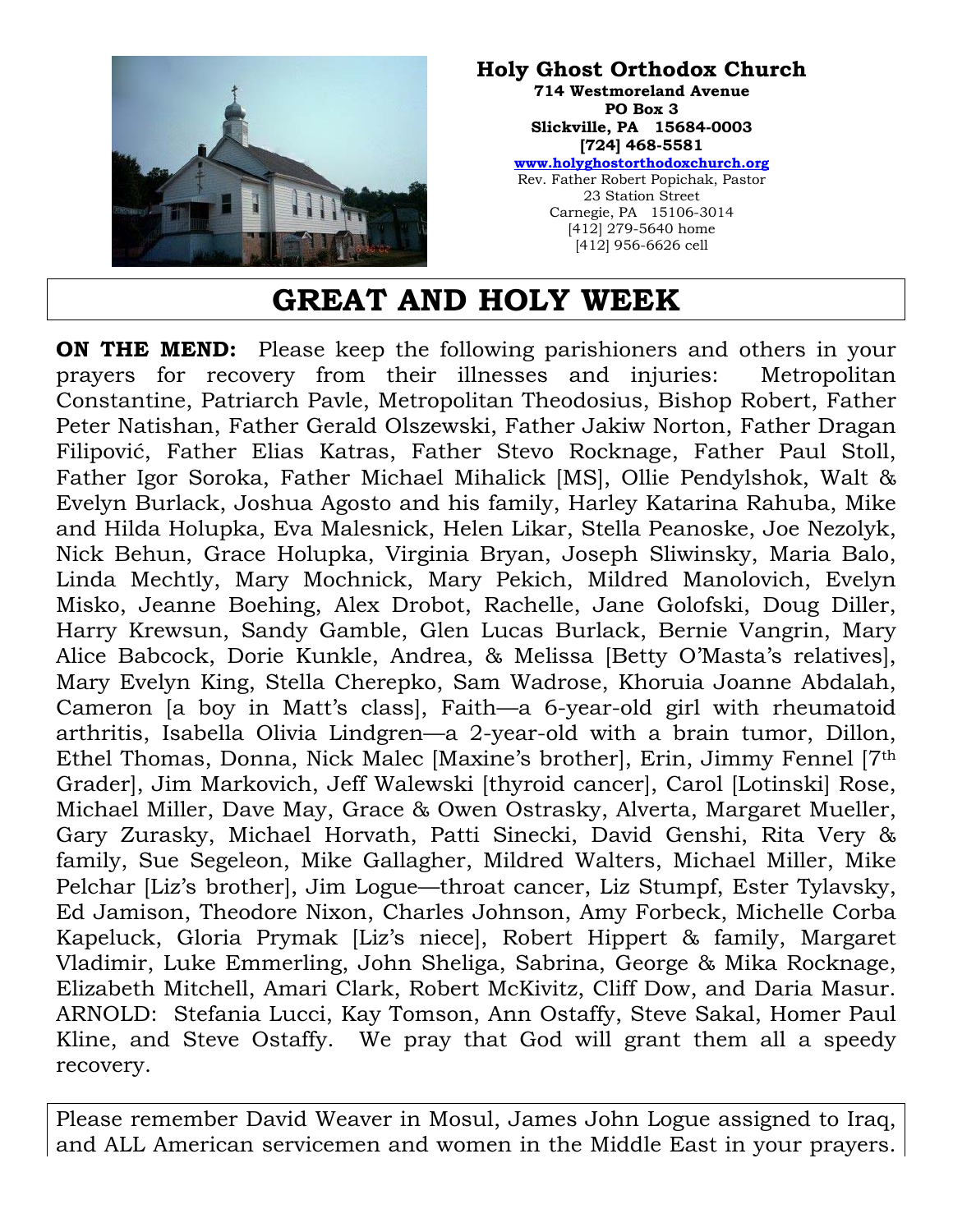**Holy Ghost Orthodox Church**
**714 Westmoreland Avenue**
**PO Box 3**
**Slickville, PA 15684-0003**
**[724] 468-5581**
**www.holyghostorthodoxchurch.org**
Rev. Father Robert Popichak, Pastor
23 Station Street
Carnegie, PA 15106-3014
[412] 279-5640 home
[412] 956-6626 cell

# GREAT AND HOLY WEEK

**ON THE MEND:** Please keep the following parishioners and others in your prayers for recovery from their illnesses and injuries: Metropolitan Constantine, Patriarch Pavle, Metropolitan Theodosius, Bishop Robert, Father Peter Natishan, Father Gerald Olszewski, Father Jakiw Norton, Father Dragan Filipović, Father Elias Katras, Father Stevo Rocknage, Father Paul Stoll, Father Igor Soroka, Father Michael Mihalick [MS], Ollie Pendylshok, Walt & Evelyn Burlack, Joshua Agosto and his family, Harley Katarina Rahuba, Mike and Hilda Holupka, Eva Malesnick, Helen Likar, Stella Peanoske, Joe Nezolyk, Nick Behun, Grace Holupka, Virginia Bryan, Joseph Sliwinsky, Maria Balo, Linda Mechtly, Mary Mochnick, Mary Pekich, Mildred Manolovich, Evelyn Misko, Jeanne Boehing, Alex Drobot, Rachelle, Jane Golofski, Doug Diller, Harry Krewsun, Sandy Gamble, Glen Lucas Burlack, Bernie Vangrin, Mary Alice Babcock, Dorie Kunkle, Andrea, & Melissa [Betty O'Masta's relatives], Mary Evelyn King, Stella Cherepko, Sam Wadrose, Khoruia Joanne Abdalah, Cameron [a boy in Matt's class], Faith—a 6-year-old girl with rheumatoid arthritis, Isabella Olivia Lindgren—a 2-year-old with a brain tumor, Dillon, Ethel Thomas, Donna, Nick Malec [Maxine's brother], Erin, Jimmy Fennel [7th Grader], Jim Markovich, Jeff Walewski [thyroid cancer], Carol [Lotinski] Rose, Michael Miller, Dave May, Grace & Owen Ostrasky, Alverta, Margaret Mueller, Gary Zurasky, Michael Horvath, Patti Sinecki, David Genshi, Rita Very & family, Sue Segeleon, Mike Gallagher, Mildred Walters, Michael Miller, Mike Pelchar [Liz's brother], Jim Logue—throat cancer, Liz Stumpf, Ester Tylavsky, Ed Jamison, Theodore Nixon, Charles Johnson, Amy Forbeck, Michelle Corba Kapeluck, Gloria Prymak [Liz's niece], Robert Hippert & family, Margaret Vladimir, Luke Emmerling, John Sheliga, Sabrina, George & Mika Rocknage, Elizabeth Mitchell, Amari Clark, Robert McKivitz, Cliff Dow, and Daria Masur. ARNOLD: Stefania Lucci, Kay Tomson, Ann Ostaffy, Steve Sakal, Homer Paul Kline, and Steve Ostaffy. We pray that God will grant them all a speedy recovery.

Please remember David Weaver in Mosul, James John Logue assigned to Iraq, and ALL American servicemen and women in the Middle East in your prayers.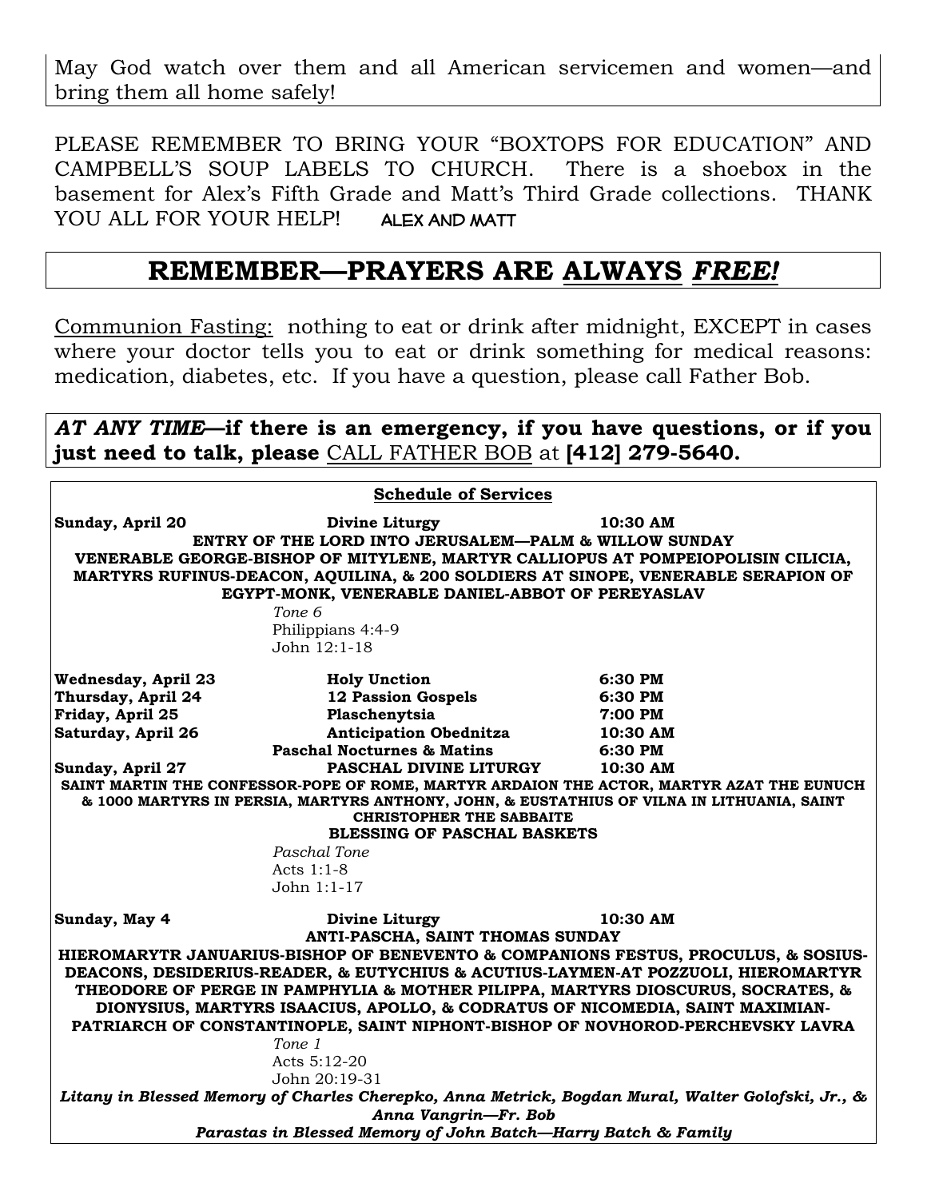May God watch over them and all American servicemen and women—and bring them all home safely!

PLEASE REMEMBER TO BRING YOUR "BOXTOPS FOR EDUCATION" AND CAMPBELL'S SOUP LABELS TO CHURCH. There is a shoebox in the basement for Alex's Fifth Grade and Matt's Third Grade collections. THANK YOU ALL FOR YOUR HELP! ALEX AND MATT

## REMEMBER—PRAYERS ARE <u>ALWAYS</u> *FREE!*

<u>Communion Fasting:</u> nothing to eat or drink after midnight, EXCEPT in cases where your doctor tells you to eat or drink something for medical reasons: medication, diabetes, etc. If you have a question, please call Father Bob.

***AT ANY TIME*—if there is an emergency, if you have questions, or if you just need to talk, please** <u>CALL FATHER BOB</u> at **[412] 279-5640.**

### Schedule of Services

**Sunday, April 20** — **Divine Liturgy** — **10:30 AM**

**ENTRY OF THE LORD INTO JERUSALEM—PALM & WILLOW SUNDAY**

**VENERABLE GEORGE-BISHOP OF MITYLENE, MARTYR CALLIOPUS AT POMPEIOPOLISIN CILICIA, MARTYRS RUFINUS-DEACON, AQUILINA, & 200 SOLDIERS AT SINOPE, VENERABLE SERAPION OF EGYPT-MONK, VENERABLE DANIEL-ABBOT OF PEREYASLAV**

*Tone 6*
Philippians 4:4-9
John 12:1-18

| | | |
|---|---|---|
| **Wednesday, April 23** | **Holy Unction** | **6:30 PM** |
| **Thursday, April 24** | **12 Passion Gospels** | **6:30 PM** |
| **Friday, April 25** | **Plaschenytsia** | **7:00 PM** |
| **Saturday, April 26** | **Anticipation Obednitza** | **10:30 AM** |
| | **Paschal Nocturnes & Matins** | **6:30 PM** |
| **Sunday, April 27** | **PASCHAL DIVINE LITURGY** | **10:30 AM** |

**SAINT MARTIN THE CONFESSOR-POPE OF ROME, MARTYR ARDAION THE ACTOR, MARTYR AZAT THE EUNUCH & 1000 MARTYRS IN PERSIA, MARTYRS ANTHONY, JOHN, & EUSTATHIUS OF VILNA IN LITHUANIA, SAINT CHRISTOPHER THE SABBAITE**

**BLESSING OF PASCHAL BASKETS**

*Paschal Tone*
Acts 1:1-8
John 1:1-17

**Sunday, May 4** — **Divine Liturgy** — **10:30 AM**

**ANTI-PASCHA, SAINT THOMAS SUNDAY**

**HIEROMARYTR JANUARIUS-BISHOP OF BENEVENTO & COMPANIONS FESTUS, PROCULUS, & SOSIUS-DEACONS, DESIDERIUS-READER, & EUTYCHIUS & ACUTIUS-LAYMEN-AT POZZUOLI, HIEROMARTYR THEODORE OF PERGE IN PAMPHYLIA & MOTHER PILIPPA, MARTYRS DIOSCURUS, SOCRATES, & DIONYSIUS, MARTYRS ISAACIUS, APOLLO, & CODRATUS OF NICOMEDIA, SAINT MAXIMIAN-PATRIARCH OF CONSTANTINOPLE, SAINT NIPHONT-BISHOP OF NOVHOROD-PERCHEVSKY LAVRA**

*Tone 1*
Acts 5:12-20
John 20:19-31

***Litany in Blessed Memory of Charles Cherepko, Anna Metrick, Bogdan Mural, Walter Golofski, Jr., & Anna Vangrin—Fr. Bob***

***Parastas in Blessed Memory of John Batch—Harry Batch & Family***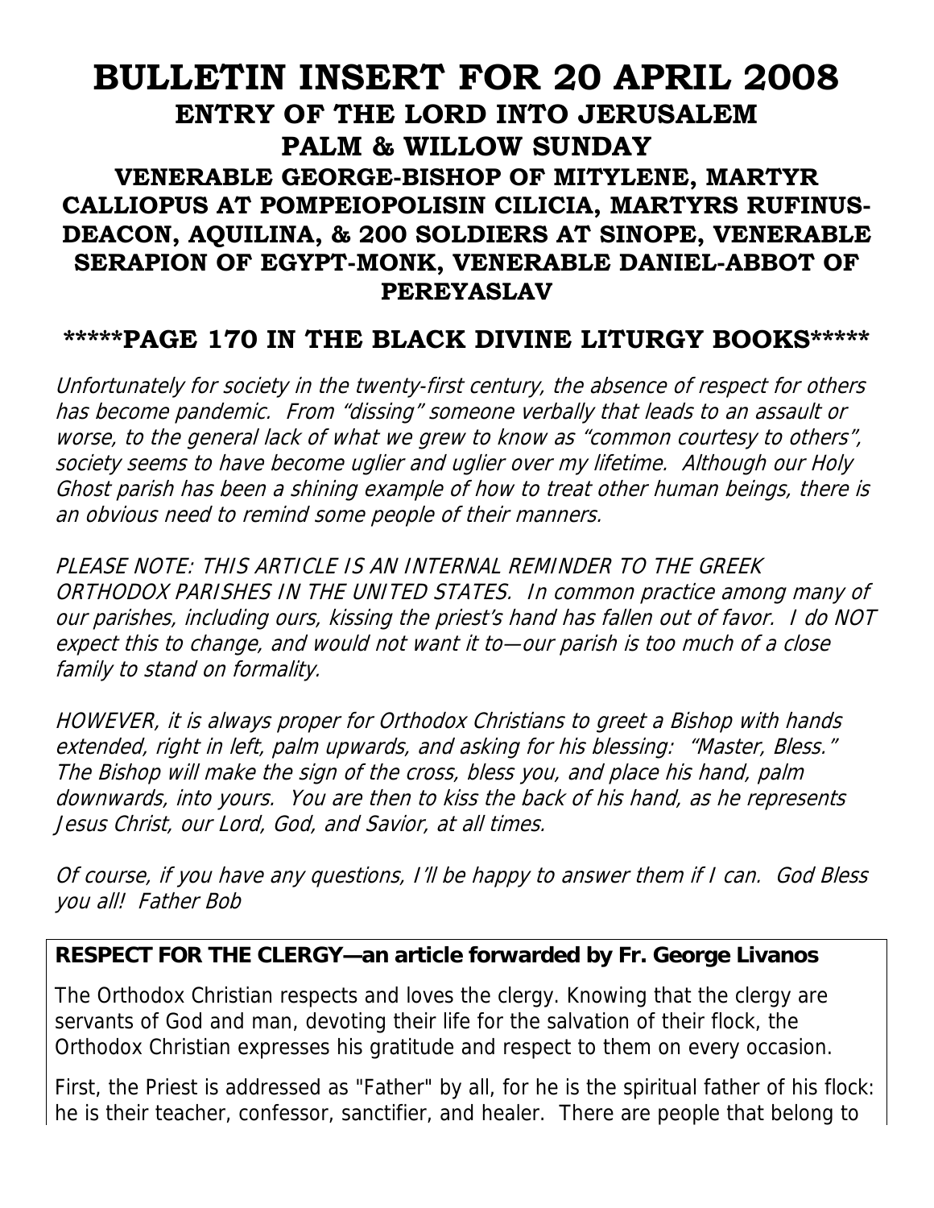# BULLETIN INSERT FOR 20 APRIL 2008

## ENTRY OF THE LORD INTO JERUSALEM

## PALM & WILLOW SUNDAY

### VENERABLE GEORGE-BISHOP OF MITYLENE, MARTYR CALLIOPUS AT POMPEIOPOLISIN CILICIA, MARTYRS RUFINUS-DEACON, AQUILINA, & 200 SOLDIERS AT SINOPE, VENERABLE SERAPION OF EGYPT-MONK, VENERABLE DANIEL-ABBOT OF PEREYASLAV

### *****PAGE 170 IN THE BLACK DIVINE LITURGY BOOKS*****

*Unfortunately for society in the twenty-first century, the absence of respect for others has become pandemic. From "dissing" someone verbally that leads to an assault or worse, to the general lack of what we grew to know as "common courtesy to others", society seems to have become uglier and uglier over my lifetime. Although our Holy Ghost parish has been a shining example of how to treat other human beings, there is an obvious need to remind some people of their manners.*

*PLEASE NOTE: THIS ARTICLE IS AN INTERNAL REMINDER TO THE GREEK ORTHODOX PARISHES IN THE UNITED STATES. In common practice among many of our parishes, including ours, kissing the priest's hand has fallen out of favor. I do NOT expect this to change, and would not want it to—our parish is too much of a close family to stand on formality.*

*HOWEVER, it is always proper for Orthodox Christians to greet a Bishop with hands extended, right in left, palm upwards, and asking for his blessing: "Master, Bless." The Bishop will make the sign of the cross, bless you, and place his hand, palm downwards, into yours. You are then to kiss the back of his hand, as he represents Jesus Christ, our Lord, God, and Savior, at all times.*

*Of course, if you have any questions, I'll be happy to answer them if I can. God Bless you all! Father Bob*

**RESPECT FOR THE CLERGY—an article forwarded by Fr. George Livanos**

The Orthodox Christian respects and loves the clergy. Knowing that the clergy are servants of God and man, devoting their life for the salvation of their flock, the Orthodox Christian expresses his gratitude and respect to them on every occasion.

First, the Priest is addressed as "Father" by all, for he is the spiritual father of his flock: he is their teacher, confessor, sanctifier, and healer. There are people that belong to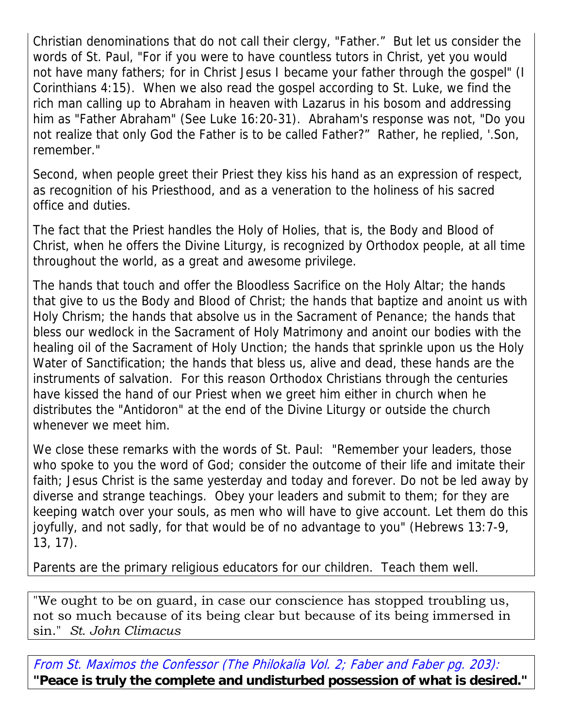Christian denominations that do not call their clergy, "Father." But let us consider the words of St. Paul, "For if you were to have countless tutors in Christ, yet you would not have many fathers; for in Christ Jesus I became your father through the gospel" (I Corinthians 4:15). When we also read the gospel according to St. Luke, we find the rich man calling up to Abraham in heaven with Lazarus in his bosom and addressing him as "Father Abraham" (See Luke 16:20-31). Abraham's response was not, "Do you not realize that only God the Father is to be called Father?" Rather, he replied, '.Son, remember."

Second, when people greet their Priest they kiss his hand as an expression of respect, as recognition of his Priesthood, and as a veneration to the holiness of his sacred office and duties.

The fact that the Priest handles the Holy of Holies, that is, the Body and Blood of Christ, when he offers the Divine Liturgy, is recognized by Orthodox people, at all time throughout the world, as a great and awesome privilege.

The hands that touch and offer the Bloodless Sacrifice on the Holy Altar; the hands that give to us the Body and Blood of Christ; the hands that baptize and anoint us with Holy Chrism; the hands that absolve us in the Sacrament of Penance; the hands that bless our wedlock in the Sacrament of Holy Matrimony and anoint our bodies with the healing oil of the Sacrament of Holy Unction; the hands that sprinkle upon us the Holy Water of Sanctification; the hands that bless us, alive and dead, these hands are the instruments of salvation. For this reason Orthodox Christians through the centuries have kissed the hand of our Priest when we greet him either in church when he distributes the "Antidoron" at the end of the Divine Liturgy or outside the church whenever we meet him.

We close these remarks with the words of St. Paul: "Remember your leaders, those who spoke to you the word of God; consider the outcome of their life and imitate their faith; Jesus Christ is the same yesterday and today and forever. Do not be led away by diverse and strange teachings. Obey your leaders and submit to them; for they are keeping watch over your souls, as men who will have to give account. Let them do this joyfully, and not sadly, for that would be of no advantage to you" (Hebrews 13:7-9, 13, 17).

Parents are the primary religious educators for our children. Teach them well.

"We ought to be on guard, in case our conscience has stopped troubling us, not so much because of its being clear but because of its being immersed in sin." *St. John Climacus*

*From St. Maximos the Confessor (The Philokalia Vol. 2; Faber and Faber pg. 203):*
**"Peace is truly the complete and undisturbed possession of what is desired."**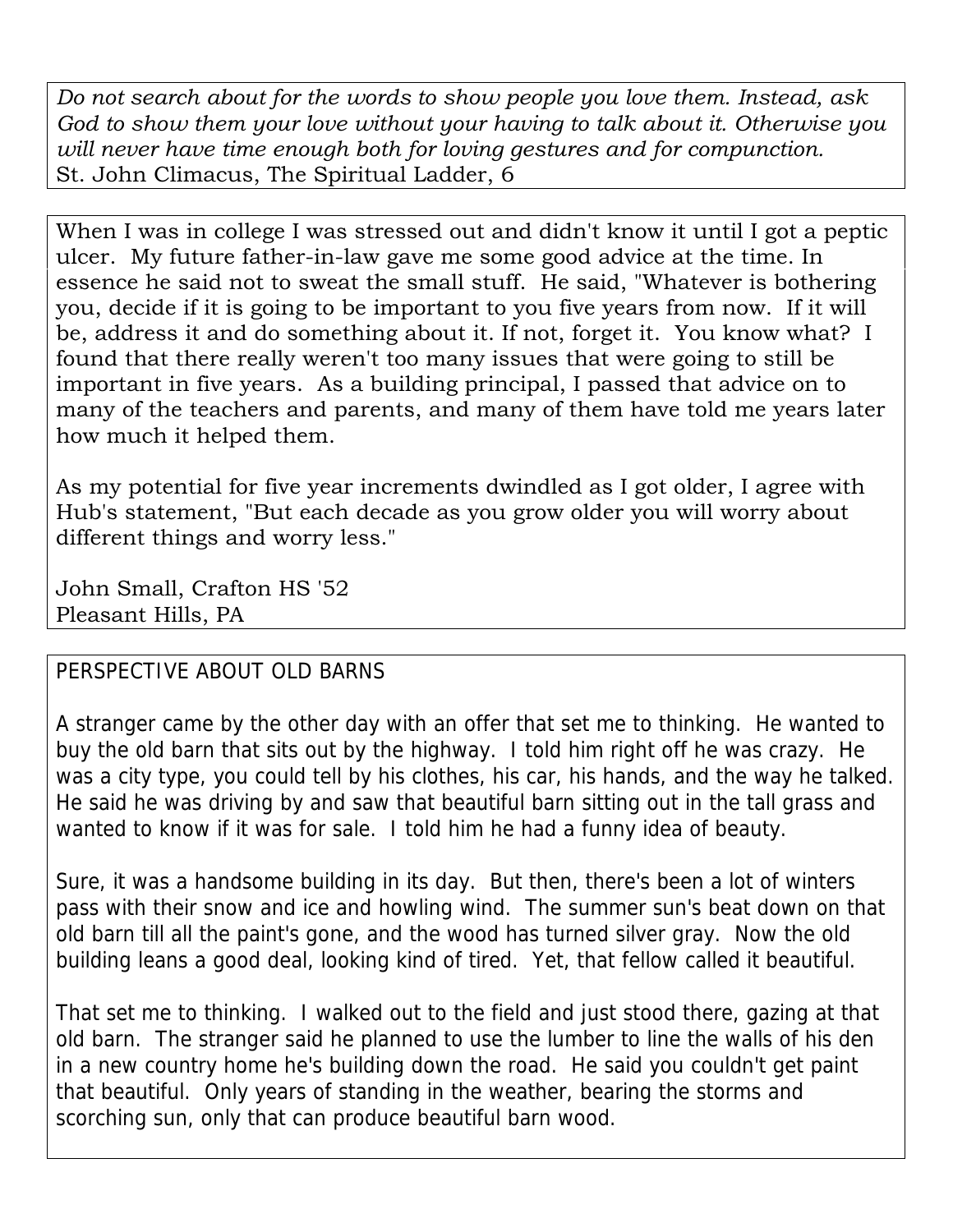*Do not search about for the words to show people you love them. Instead, ask God to show them your love without your having to talk about it. Otherwise you will never have time enough both for loving gestures and for compunction.*
St. John Climacus, The Spiritual Ladder, 6

When I was in college I was stressed out and didn't know it until I got a peptic ulcer. My future father-in-law gave me some good advice at the time. In essence he said not to sweat the small stuff. He said, "Whatever is bothering you, decide if it is going to be important to you five years from now. If it will be, address it and do something about it. If not, forget it. You know what? I found that there really weren't too many issues that were going to still be important in five years. As a building principal, I passed that advice on to many of the teachers and parents, and many of them have told me years later how much it helped them.

As my potential for five year increments dwindled as I got older, I agree with Hub's statement, "But each decade as you grow older you will worry about different things and worry less."

John Small, Crafton HS '52
Pleasant Hills, PA

PERSPECTIVE ABOUT OLD BARNS

A stranger came by the other day with an offer that set me to thinking. He wanted to buy the old barn that sits out by the highway. I told him right off he was crazy. He was a city type, you could tell by his clothes, his car, his hands, and the way he talked. He said he was driving by and saw that beautiful barn sitting out in the tall grass and wanted to know if it was for sale. I told him he had a funny idea of beauty.

Sure, it was a handsome building in its day. But then, there's been a lot of winters pass with their snow and ice and howling wind. The summer sun's beat down on that old barn till all the paint's gone, and the wood has turned silver gray. Now the old building leans a good deal, looking kind of tired. Yet, that fellow called it beautiful.

That set me to thinking. I walked out to the field and just stood there, gazing at that old barn. The stranger said he planned to use the lumber to line the walls of his den in a new country home he's building down the road. He said you couldn't get paint that beautiful. Only years of standing in the weather, bearing the storms and scorching sun, only that can produce beautiful barn wood.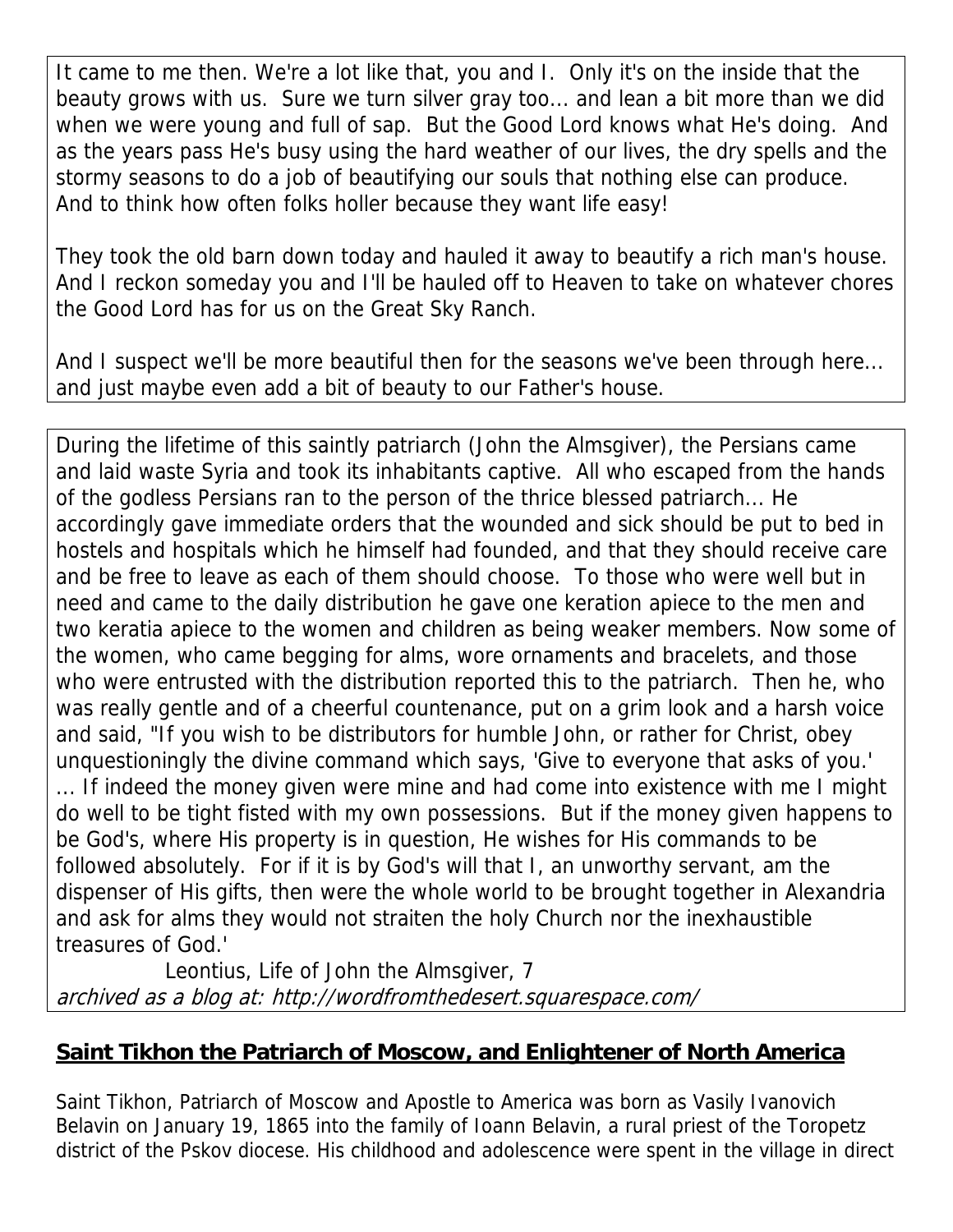It came to me then. We're a lot like that, you and I. Only it's on the inside that the beauty grows with us. Sure we turn silver gray too... and lean a bit more than we did when we were young and full of sap. But the Good Lord knows what He's doing. And as the years pass He's busy using the hard weather of our lives, the dry spells and the stormy seasons to do a job of beautifying our souls that nothing else can produce. And to think how often folks holler because they want life easy!

They took the old barn down today and hauled it away to beautify a rich man's house. And I reckon someday you and I'll be hauled off to Heaven to take on whatever chores the Good Lord has for us on the Great Sky Ranch.

And I suspect we'll be more beautiful then for the seasons we've been through here... and just maybe even add a bit of beauty to our Father's house.

During the lifetime of this saintly patriarch (John the Almsgiver), the Persians came and laid waste Syria and took its inhabitants captive. All who escaped from the hands of the godless Persians ran to the person of the thrice blessed patriarch... He accordingly gave immediate orders that the wounded and sick should be put to bed in hostels and hospitals which he himself had founded, and that they should receive care and be free to leave as each of them should choose. To those who were well but in need and came to the daily distribution he gave one keration apiece to the men and two keratia apiece to the women and children as being weaker members. Now some of the women, who came begging for alms, wore ornaments and bracelets, and those who were entrusted with the distribution reported this to the patriarch. Then he, who was really gentle and of a cheerful countenance, put on a grim look and a harsh voice and said, "If you wish to be distributors for humble John, or rather for Christ, obey unquestioningly the divine command which says, 'Give to everyone that asks of you.' ... If indeed the money given were mine and had come into existence with me I might do well to be tight fisted with my own possessions. But if the money given happens to be God's, where His property is in question, He wishes for His commands to be followed absolutely. For if it is by God's will that I, an unworthy servant, am the dispenser of His gifts, then were the whole world to be brought together in Alexandria and ask for alms they would not straiten the holy Church nor the inexhaustible treasures of God.'

Leontius, Life of John the Almsgiver, 7
*archived as a blog at: http://wordfromthedesert.squarespace.com/*

## Saint Tikhon the Patriarch of Moscow, and Enlightener of North America

Saint Tikhon, Patriarch of Moscow and Apostle to America was born as Vasily Ivanovich Belavin on January 19, 1865 into the family of Ioann Belavin, a rural priest of the Toropetz district of the Pskov diocese. His childhood and adolescence were spent in the village in direct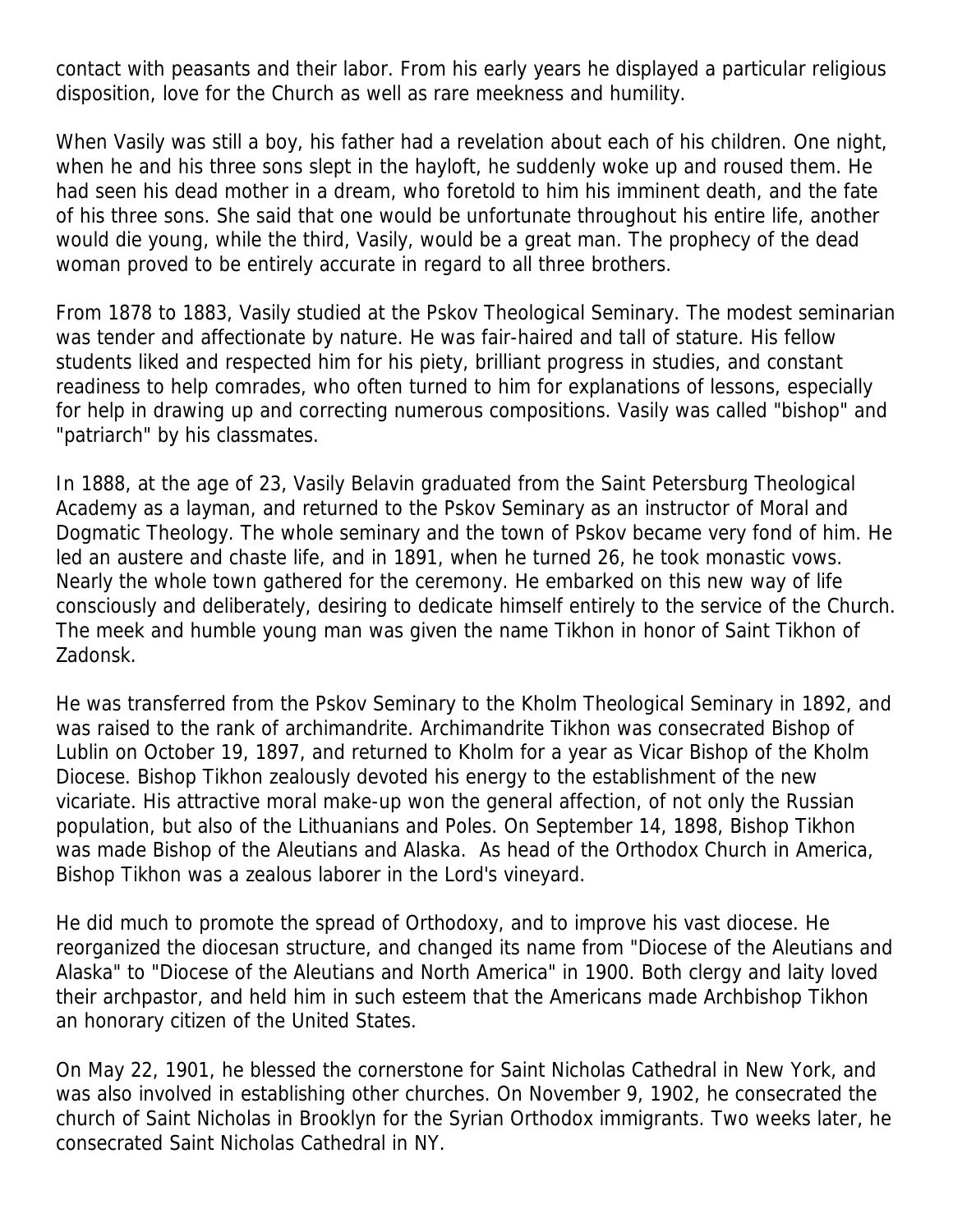contact with peasants and their labor. From his early years he displayed a particular religious disposition, love for the Church as well as rare meekness and humility.

When Vasily was still a boy, his father had a revelation about each of his children. One night, when he and his three sons slept in the hayloft, he suddenly woke up and roused them. He had seen his dead mother in a dream, who foretold to him his imminent death, and the fate of his three sons. She said that one would be unfortunate throughout his entire life, another would die young, while the third, Vasily, would be a great man. The prophecy of the dead woman proved to be entirely accurate in regard to all three brothers.

From 1878 to 1883, Vasily studied at the Pskov Theological Seminary. The modest seminarian was tender and affectionate by nature. He was fair-haired and tall of stature. His fellow students liked and respected him for his piety, brilliant progress in studies, and constant readiness to help comrades, who often turned to him for explanations of lessons, especially for help in drawing up and correcting numerous compositions. Vasily was called "bishop" and "patriarch" by his classmates.

In 1888, at the age of 23, Vasily Belavin graduated from the Saint Petersburg Theological Academy as a layman, and returned to the Pskov Seminary as an instructor of Moral and Dogmatic Theology. The whole seminary and the town of Pskov became very fond of him. He led an austere and chaste life, and in 1891, when he turned 26, he took monastic vows. Nearly the whole town gathered for the ceremony. He embarked on this new way of life consciously and deliberately, desiring to dedicate himself entirely to the service of the Church. The meek and humble young man was given the name Tikhon in honor of Saint Tikhon of Zadonsk.

He was transferred from the Pskov Seminary to the Kholm Theological Seminary in 1892, and was raised to the rank of archimandrite. Archimandrite Tikhon was consecrated Bishop of Lublin on October 19, 1897, and returned to Kholm for a year as Vicar Bishop of the Kholm Diocese. Bishop Tikhon zealously devoted his energy to the establishment of the new vicariate. His attractive moral make-up won the general affection, of not only the Russian population, but also of the Lithuanians and Poles. On September 14, 1898, Bishop Tikhon was made Bishop of the Aleutians and Alaska. As head of the Orthodox Church in America, Bishop Tikhon was a zealous laborer in the Lord's vineyard.

He did much to promote the spread of Orthodoxy, and to improve his vast diocese. He reorganized the diocesan structure, and changed its name from "Diocese of the Aleutians and Alaska" to "Diocese of the Aleutians and North America" in 1900. Both clergy and laity loved their archpastor, and held him in such esteem that the Americans made Archbishop Tikhon an honorary citizen of the United States.

On May 22, 1901, he blessed the cornerstone for Saint Nicholas Cathedral in New York, and was also involved in establishing other churches. On November 9, 1902, he consecrated the church of Saint Nicholas in Brooklyn for the Syrian Orthodox immigrants. Two weeks later, he consecrated Saint Nicholas Cathedral in NY.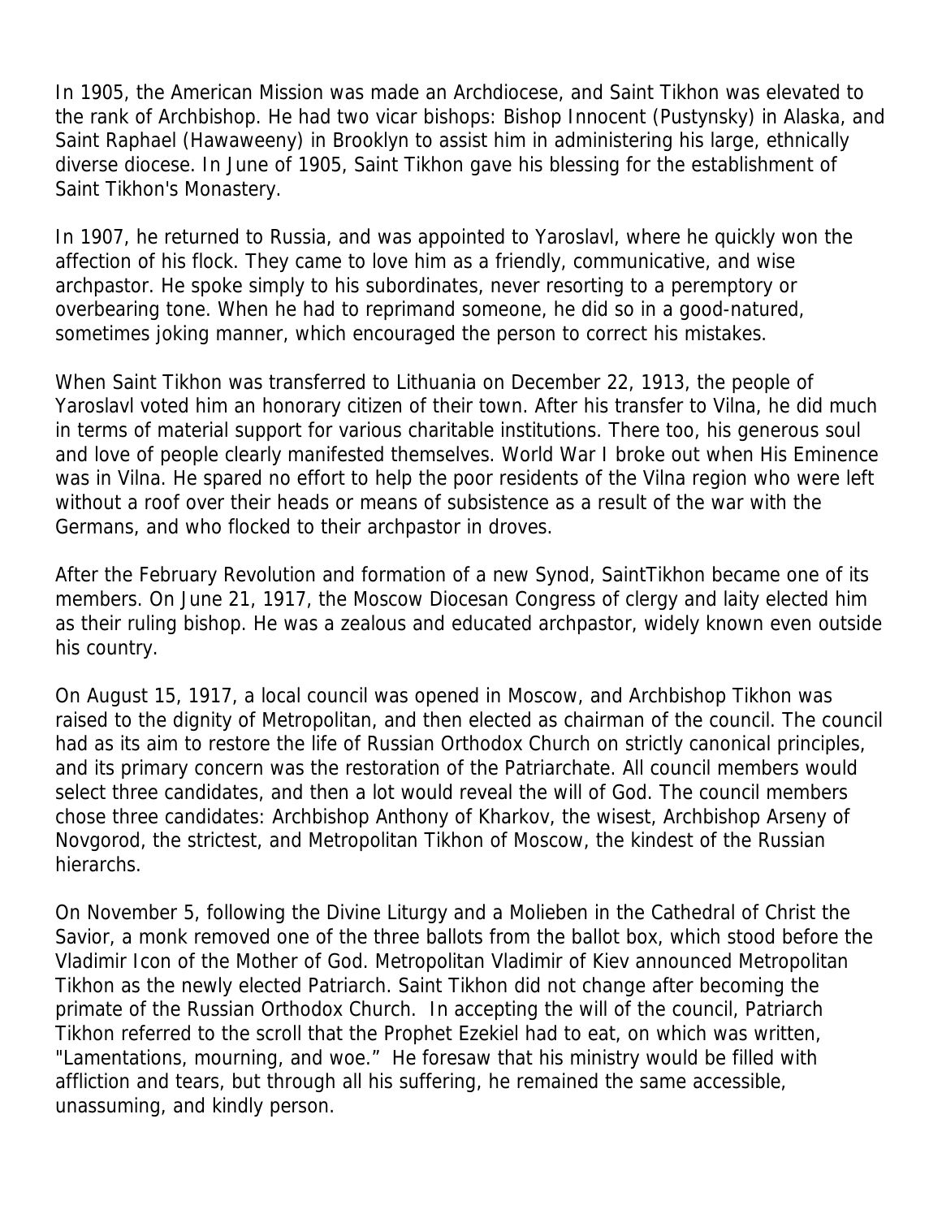In 1905, the American Mission was made an Archdiocese, and Saint Tikhon was elevated to the rank of Archbishop. He had two vicar bishops: Bishop Innocent (Pustynsky) in Alaska, and Saint Raphael (Hawaweeny) in Brooklyn to assist him in administering his large, ethnically diverse diocese. In June of 1905, Saint Tikhon gave his blessing for the establishment of Saint Tikhon's Monastery.

In 1907, he returned to Russia, and was appointed to Yaroslavl, where he quickly won the affection of his flock. They came to love him as a friendly, communicative, and wise archpastor. He spoke simply to his subordinates, never resorting to a peremptory or overbearing tone. When he had to reprimand someone, he did so in a good-natured, sometimes joking manner, which encouraged the person to correct his mistakes.

When Saint Tikhon was transferred to Lithuania on December 22, 1913, the people of Yaroslavl voted him an honorary citizen of their town. After his transfer to Vilna, he did much in terms of material support for various charitable institutions. There too, his generous soul and love of people clearly manifested themselves. World War I broke out when His Eminence was in Vilna. He spared no effort to help the poor residents of the Vilna region who were left without a roof over their heads or means of subsistence as a result of the war with the Germans, and who flocked to their archpastor in droves.

After the February Revolution and formation of a new Synod, SaintTikhon became one of its members. On June 21, 1917, the Moscow Diocesan Congress of clergy and laity elected him as their ruling bishop. He was a zealous and educated archpastor, widely known even outside his country.

On August 15, 1917, a local council was opened in Moscow, and Archbishop Tikhon was raised to the dignity of Metropolitan, and then elected as chairman of the council. The council had as its aim to restore the life of Russian Orthodox Church on strictly canonical principles, and its primary concern was the restoration of the Patriarchate. All council members would select three candidates, and then a lot would reveal the will of God. The council members chose three candidates: Archbishop Anthony of Kharkov, the wisest, Archbishop Arseny of Novgorod, the strictest, and Metropolitan Tikhon of Moscow, the kindest of the Russian hierarchs.

On November 5, following the Divine Liturgy and a Molieben in the Cathedral of Christ the Savior, a monk removed one of the three ballots from the ballot box, which stood before the Vladimir Icon of the Mother of God. Metropolitan Vladimir of Kiev announced Metropolitan Tikhon as the newly elected Patriarch. Saint Tikhon did not change after becoming the primate of the Russian Orthodox Church. In accepting the will of the council, Patriarch Tikhon referred to the scroll that the Prophet Ezekiel had to eat, on which was written, "Lamentations, mourning, and woe." He foresaw that his ministry would be filled with affliction and tears, but through all his suffering, he remained the same accessible, unassuming, and kindly person.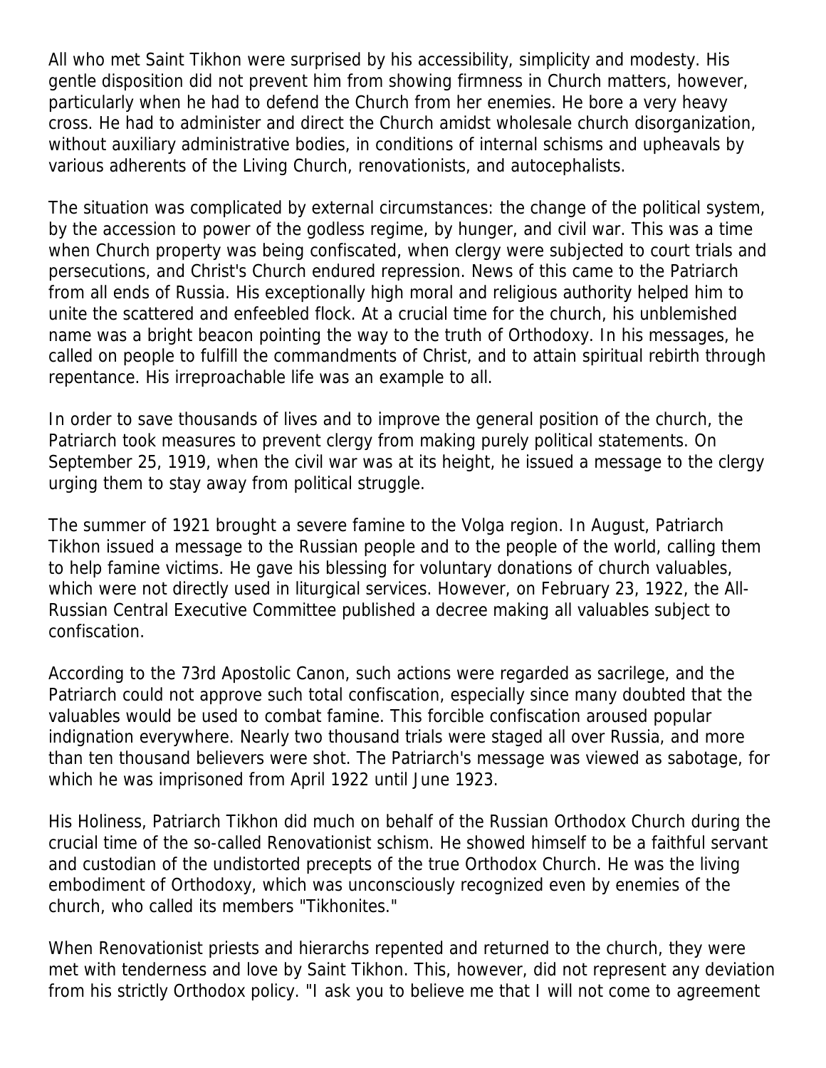All who met Saint Tikhon were surprised by his accessibility, simplicity and modesty. His gentle disposition did not prevent him from showing firmness in Church matters, however, particularly when he had to defend the Church from her enemies. He bore a very heavy cross. He had to administer and direct the Church amidst wholesale church disorganization, without auxiliary administrative bodies, in conditions of internal schisms and upheavals by various adherents of the Living Church, renovationists, and autocephalists.

The situation was complicated by external circumstances: the change of the political system, by the accession to power of the godless regime, by hunger, and civil war. This was a time when Church property was being confiscated, when clergy were subjected to court trials and persecutions, and Christ's Church endured repression. News of this came to the Patriarch from all ends of Russia. His exceptionally high moral and religious authority helped him to unite the scattered and enfeebled flock. At a crucial time for the church, his unblemished name was a bright beacon pointing the way to the truth of Orthodoxy. In his messages, he called on people to fulfill the commandments of Christ, and to attain spiritual rebirth through repentance. His irreproachable life was an example to all.

In order to save thousands of lives and to improve the general position of the church, the Patriarch took measures to prevent clergy from making purely political statements. On September 25, 1919, when the civil war was at its height, he issued a message to the clergy urging them to stay away from political struggle.

The summer of 1921 brought a severe famine to the Volga region. In August, Patriarch Tikhon issued a message to the Russian people and to the people of the world, calling them to help famine victims. He gave his blessing for voluntary donations of church valuables, which were not directly used in liturgical services. However, on February 23, 1922, the All-Russian Central Executive Committee published a decree making all valuables subject to confiscation.

According to the 73rd Apostolic Canon, such actions were regarded as sacrilege, and the Patriarch could not approve such total confiscation, especially since many doubted that the valuables would be used to combat famine. This forcible confiscation aroused popular indignation everywhere. Nearly two thousand trials were staged all over Russia, and more than ten thousand believers were shot. The Patriarch's message was viewed as sabotage, for which he was imprisoned from April 1922 until June 1923.

His Holiness, Patriarch Tikhon did much on behalf of the Russian Orthodox Church during the crucial time of the so-called Renovationist schism. He showed himself to be a faithful servant and custodian of the undistorted precepts of the true Orthodox Church. He was the living embodiment of Orthodoxy, which was unconsciously recognized even by enemies of the church, who called its members "Tikhonites."

When Renovationist priests and hierarchs repented and returned to the church, they were met with tenderness and love by Saint Tikhon. This, however, did not represent any deviation from his strictly Orthodox policy. "I ask you to believe me that I will not come to agreement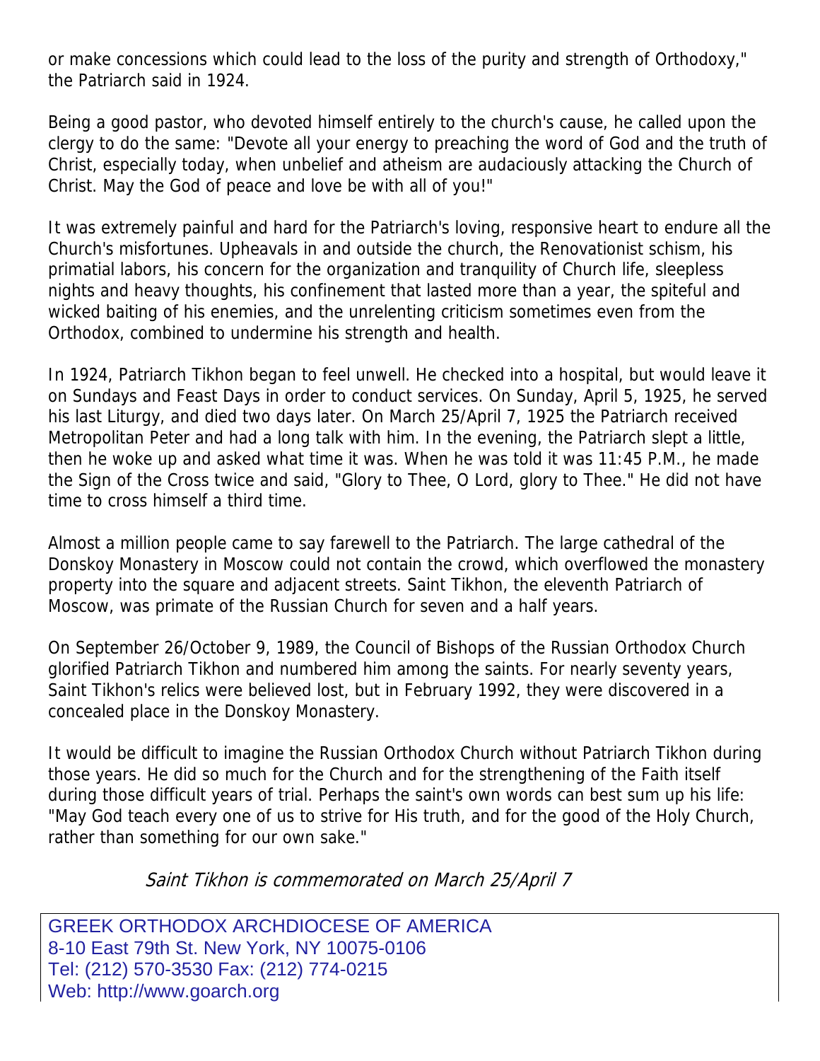or make concessions which could lead to the loss of the purity and strength of Orthodoxy," the Patriarch said in 1924.

Being a good pastor, who devoted himself entirely to the church's cause, he called upon the clergy to do the same: "Devote all your energy to preaching the word of God and the truth of Christ, especially today, when unbelief and atheism are audaciously attacking the Church of Christ. May the God of peace and love be with all of you!"

It was extremely painful and hard for the Patriarch's loving, responsive heart to endure all the Church's misfortunes. Upheavals in and outside the church, the Renovationist schism, his primatial labors, his concern for the organization and tranquility of Church life, sleepless nights and heavy thoughts, his confinement that lasted more than a year, the spiteful and wicked baiting of his enemies, and the unrelenting criticism sometimes even from the Orthodox, combined to undermine his strength and health.

In 1924, Patriarch Tikhon began to feel unwell. He checked into a hospital, but would leave it on Sundays and Feast Days in order to conduct services. On Sunday, April 5, 1925, he served his last Liturgy, and died two days later. On March 25/April 7, 1925 the Patriarch received Metropolitan Peter and had a long talk with him. In the evening, the Patriarch slept a little, then he woke up and asked what time it was. When he was told it was 11:45 P.M., he made the Sign of the Cross twice and said, "Glory to Thee, O Lord, glory to Thee." He did not have time to cross himself a third time.

Almost a million people came to say farewell to the Patriarch. The large cathedral of the Donskoy Monastery in Moscow could not contain the crowd, which overflowed the monastery property into the square and adjacent streets. Saint Tikhon, the eleventh Patriarch of Moscow, was primate of the Russian Church for seven and a half years.

On September 26/October 9, 1989, the Council of Bishops of the Russian Orthodox Church glorified Patriarch Tikhon and numbered him among the saints. For nearly seventy years, Saint Tikhon's relics were believed lost, but in February 1992, they were discovered in a concealed place in the Donskoy Monastery.

It would be difficult to imagine the Russian Orthodox Church without Patriarch Tikhon during those years. He did so much for the Church and for the strengthening of the Faith itself during those difficult years of trial. Perhaps the saint's own words can best sum up his life: "May God teach every one of us to strive for His truth, and for the good of the Holy Church, rather than something for our own sake."

*Saint Tikhon is commemorated on March 25/April 7*

GREEK ORTHODOX ARCHDIOCESE OF AMERICA
8-10 East 79th St. New York, NY 10075-0106
Tel: (212) 570-3530 Fax: (212) 774-0215
Web: http://www.goarch.org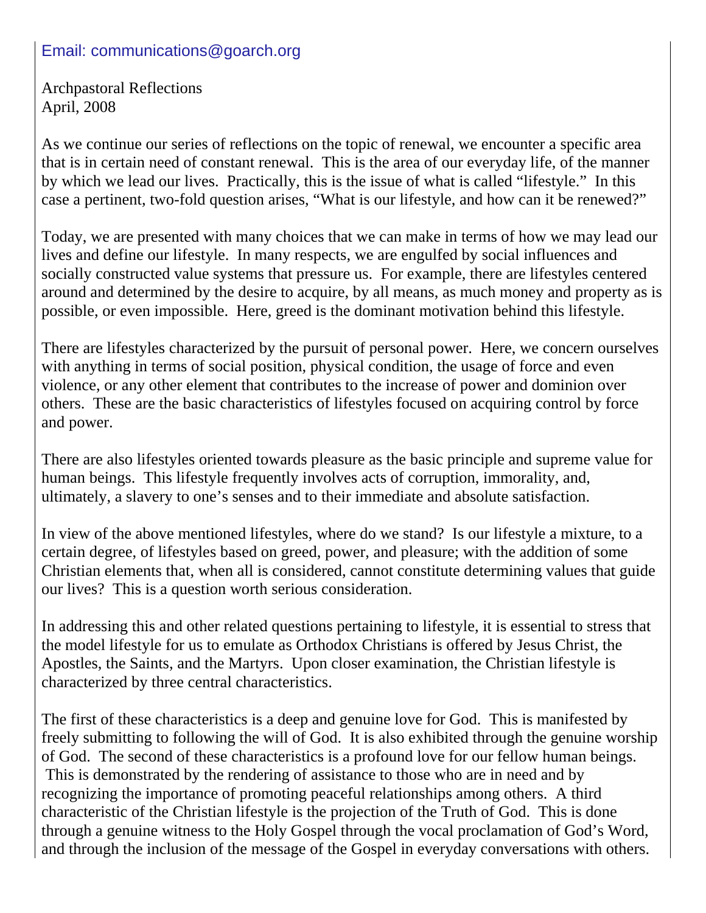Email: communications@goarch.org

Archpastoral Reflections
April, 2008

As we continue our series of reflections on the topic of renewal, we encounter a specific area that is in certain need of constant renewal. This is the area of our everyday life, of the manner by which we lead our lives. Practically, this is the issue of what is called "lifestyle." In this case a pertinent, two-fold question arises, "What is our lifestyle, and how can it be renewed?"

Today, we are presented with many choices that we can make in terms of how we may lead our lives and define our lifestyle. In many respects, we are engulfed by social influences and socially constructed value systems that pressure us. For example, there are lifestyles centered around and determined by the desire to acquire, by all means, as much money and property as is possible, or even impossible. Here, greed is the dominant motivation behind this lifestyle.

There are lifestyles characterized by the pursuit of personal power. Here, we concern ourselves with anything in terms of social position, physical condition, the usage of force and even violence, or any other element that contributes to the increase of power and dominion over others. These are the basic characteristics of lifestyles focused on acquiring control by force and power.

There are also lifestyles oriented towards pleasure as the basic principle and supreme value for human beings. This lifestyle frequently involves acts of corruption, immorality, and, ultimately, a slavery to one's senses and to their immediate and absolute satisfaction.

In view of the above mentioned lifestyles, where do we stand? Is our lifestyle a mixture, to a certain degree, of lifestyles based on greed, power, and pleasure; with the addition of some Christian elements that, when all is considered, cannot constitute determining values that guide our lives? This is a question worth serious consideration.

In addressing this and other related questions pertaining to lifestyle, it is essential to stress that the model lifestyle for us to emulate as Orthodox Christians is offered by Jesus Christ, the Apostles, the Saints, and the Martyrs. Upon closer examination, the Christian lifestyle is characterized by three central characteristics.

The first of these characteristics is a deep and genuine love for God. This is manifested by freely submitting to following the will of God. It is also exhibited through the genuine worship of God. The second of these characteristics is a profound love for our fellow human beings. This is demonstrated by the rendering of assistance to those who are in need and by recognizing the importance of promoting peaceful relationships among others. A third characteristic of the Christian lifestyle is the projection of the Truth of God. This is done through a genuine witness to the Holy Gospel through the vocal proclamation of God's Word, and through the inclusion of the message of the Gospel in everyday conversations with others.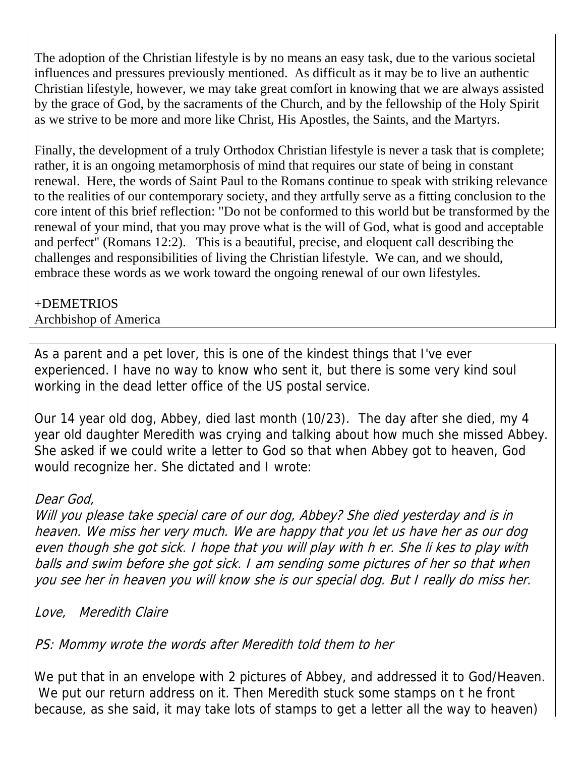The adoption of the Christian lifestyle is by no means an easy task, due to the various societal influences and pressures previously mentioned. As difficult as it may be to live an authentic Christian lifestyle, however, we may take great comfort in knowing that we are always assisted by the grace of God, by the sacraments of the Church, and by the fellowship of the Holy Spirit as we strive to be more and more like Christ, His Apostles, the Saints, and the Martyrs.

Finally, the development of a truly Orthodox Christian lifestyle is never a task that is complete; rather, it is an ongoing metamorphosis of mind that requires our state of being in constant renewal. Here, the words of Saint Paul to the Romans continue to speak with striking relevance to the realities of our contemporary society, and they artfully serve as a fitting conclusion to the core intent of this brief reflection: "Do not be conformed to this world but be transformed by the renewal of your mind, that you may prove what is the will of God, what is good and acceptable and perfect" (Romans 12:2). This is a beautiful, precise, and eloquent call describing the challenges and responsibilities of living the Christian lifestyle. We can, and we should, embrace these words as we work toward the ongoing renewal of our own lifestyles.

+DEMETRIOS
Archbishop of America

---

As a parent and a pet lover, this is one of the kindest things that I've ever experienced. I have no way to know who sent it, but there is some very kind soul working in the dead letter office of the US postal service.

Our 14 year old dog, Abbey, died last month (10/23). The day after she died, my 4 year old daughter Meredith was crying and talking about how much she missed Abbey. She asked if we could write a letter to God so that when Abbey got to heaven, God would recognize her. She dictated and I wrote:

*Dear God,*
*Will you please take special care of our dog, Abbey? She died yesterday and is in heaven. We miss her very much. We are happy that you let us have her as our dog even though she got sick. I hope that you will play with h er. She li kes to play with balls and swim before she got sick. I am sending some pictures of her so that when you see her in heaven you will know she is our special dog. But I really do miss her.*

*Love, Meredith Claire*

*PS: Mommy wrote the words after Meredith told them to her*

We put that in an envelope with 2 pictures of Abbey, and addressed it to God/Heaven. We put our return address on it. Then Meredith stuck some stamps on t he front because, as she said, it may take lots of stamps to get a letter all the way to heaven)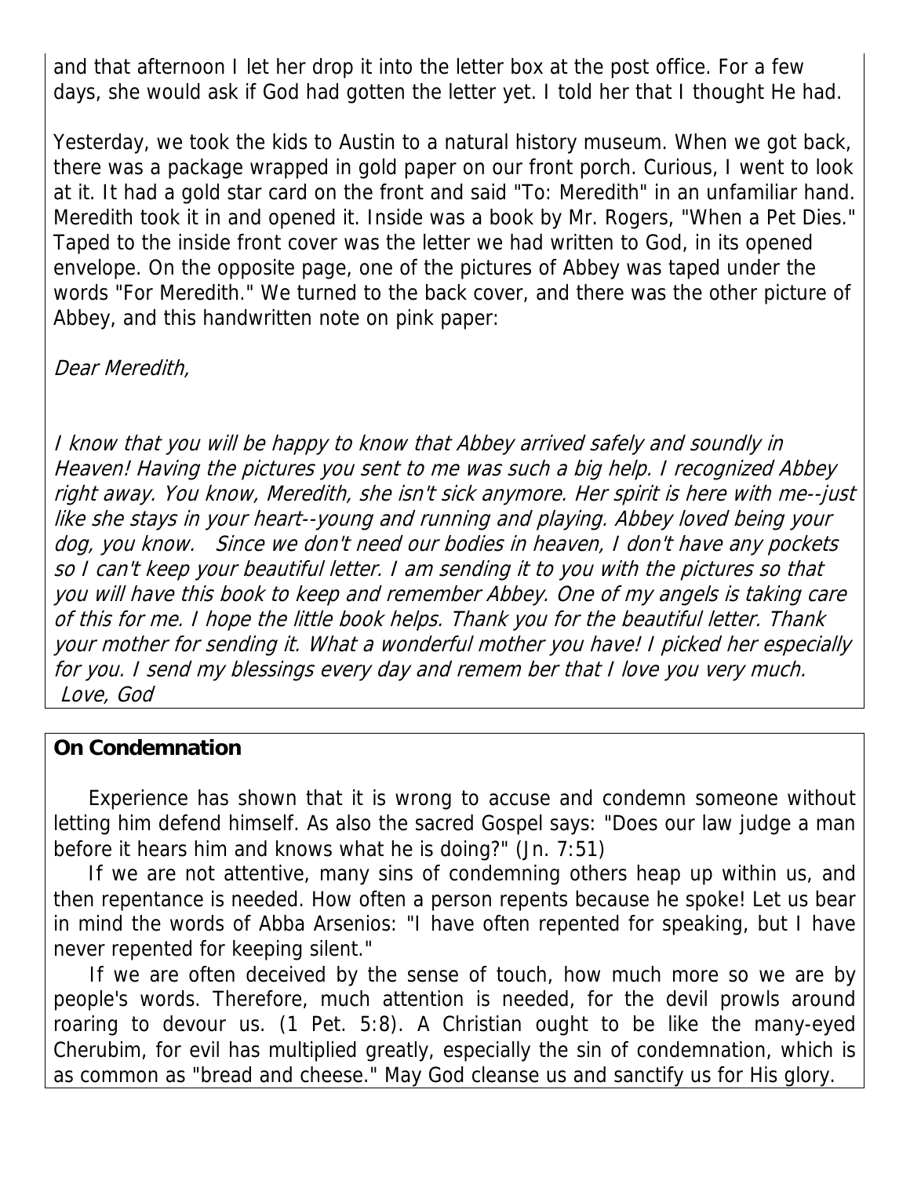and that afternoon I let her drop it into the letter box at the post office. For a few days, she would ask if God had gotten the letter yet. I told her that I thought He had.

Yesterday, we took the kids to Austin to a natural history museum. When we got back, there was a package wrapped in gold paper on our front porch. Curious, I went to look at it. It had a gold star card on the front and said "To: Meredith" in an unfamiliar hand. Meredith took it in and opened it. Inside was a book by Mr. Rogers, "When a Pet Dies." Taped to the inside front cover was the letter we had written to God, in its opened envelope. On the opposite page, one of the pictures of Abbey was taped under the words "For Meredith." We turned to the back cover, and there was the other picture of Abbey, and this handwritten note on pink paper:

*Dear Meredith,*

*I know that you will be happy to know that Abbey arrived safely and soundly in Heaven! Having the pictures you sent to me was such a big help. I recognized Abbey right away. You know, Meredith, she isn't sick anymore. Her spirit is here with me--just like she stays in your heart--young and running and playing. Abbey loved being your dog, you know. Since we don't need our bodies in heaven, I don't have any pockets so I can't keep your beautiful letter. I am sending it to you with the pictures so that you will have this book to keep and remember Abbey. One of my angels is taking care of this for me. I hope the little book helps. Thank you for the beautiful letter. Thank your mother for sending it. What a wonderful mother you have! I picked her especially for you. I send my blessings every day and remem ber that I love you very much.*
*Love, God*

**On Condemnation**

Experience has shown that it is wrong to accuse and condemn someone without letting him defend himself. As also the sacred Gospel says: "Does our law judge a man before it hears him and knows what he is doing?" (Jn. 7:51)

If we are not attentive, many sins of condemning others heap up within us, and then repentance is needed. How often a person repents because he spoke! Let us bear in mind the words of Abba Arsenios: "I have often repented for speaking, but I have never repented for keeping silent."

If we are often deceived by the sense of touch, how much more so we are by people's words. Therefore, much attention is needed, for the devil prowls around roaring to devour us. (1 Pet. 5:8). A Christian ought to be like the many-eyed Cherubim, for evil has multiplied greatly, especially the sin of condemnation, which is as common as "bread and cheese." May God cleanse us and sanctify us for His glory.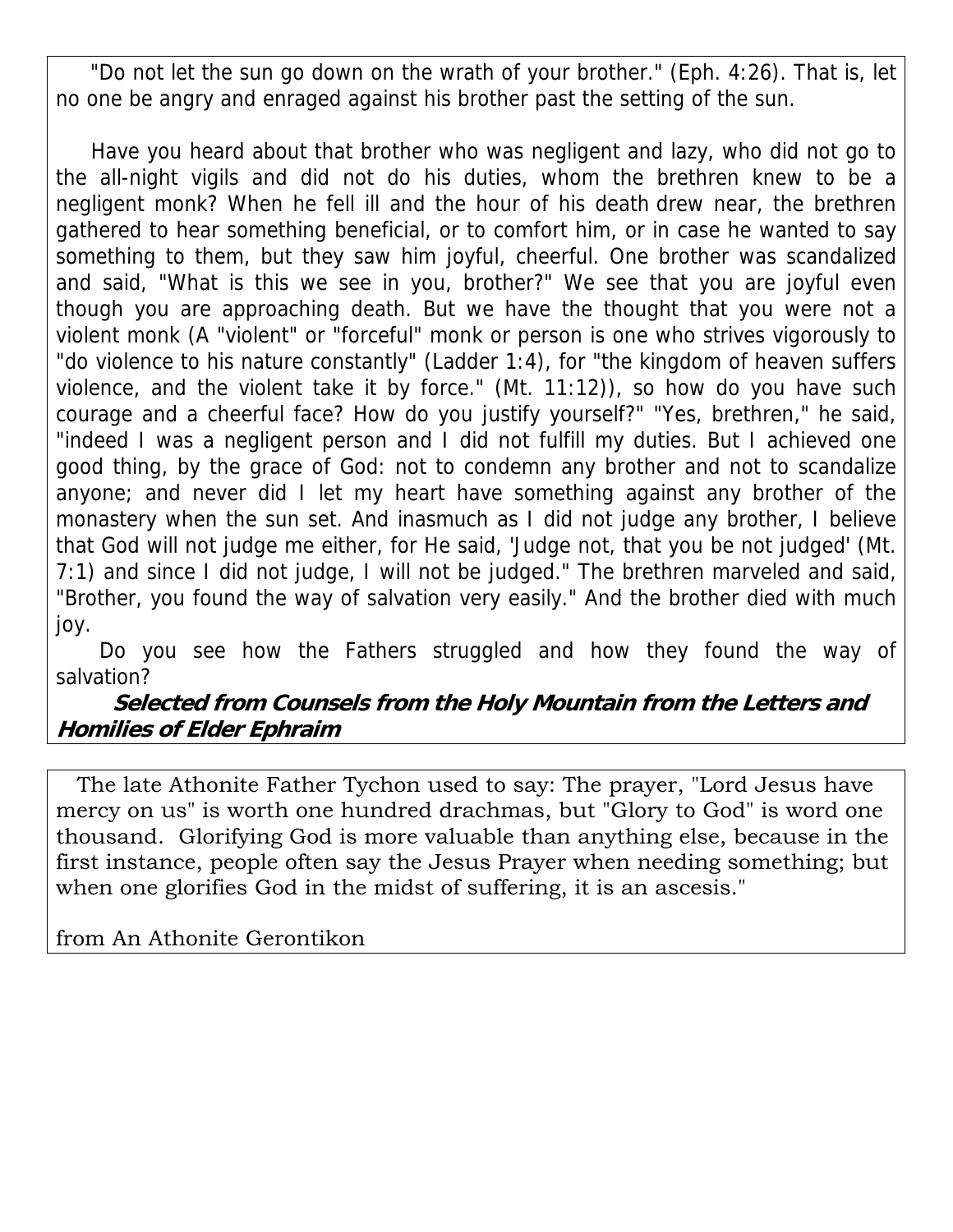"Do not let the sun go down on the wrath of your brother." (Eph. 4:26). That is, let no one be angry and enraged against his brother past the setting of the sun.

Have you heard about that brother who was negligent and lazy, who did not go to the all-night vigils and did not do his duties, whom the brethren knew to be a negligent monk? When he fell ill and the hour of his death drew near, the brethren gathered to hear something beneficial, or to comfort him, or in case he wanted to say something to them, but they saw him joyful, cheerful. One brother was scandalized and said, "What is this we see in you, brother?" We see that you are joyful even though you are approaching death. But we have the thought that you were not a violent monk (A "violent" or "forceful" monk or person is one who strives vigorously to "do violence to his nature constantly" (Ladder 1:4), for "the kingdom of heaven suffers violence, and the violent take it by force." (Mt. 11:12)), so how do you have such courage and a cheerful face? How do you justify yourself?" "Yes, brethren," he said, "indeed I was a negligent person and I did not fulfill my duties. But I achieved one good thing, by the grace of God: not to condemn any brother and not to scandalize anyone; and never did I let my heart have something against any brother of the monastery when the sun set. And inasmuch as I did not judge any brother, I believe that God will not judge me either, for He said, 'Judge not, that you be not judged' (Mt. 7:1) and since I did not judge, I will not be judged." The brethren marveled and said, "Brother, you found the way of salvation very easily." And the brother died with much joy.

Do you see how the Fathers struggled and how they found the way of salvation?

***Selected from Counsels from the Holy Mountain from the Letters and Homilies of Elder Ephraim***

The late Athonite Father Tychon used to say: The prayer, "Lord Jesus have mercy on us" is worth one hundred drachmas, but "Glory to God" is word one thousand. Glorifying God is more valuable than anything else, because in the first instance, people often say the Jesus Prayer when needing something; but when one glorifies God in the midst of suffering, it is an ascesis."

from An Athonite Gerontikon